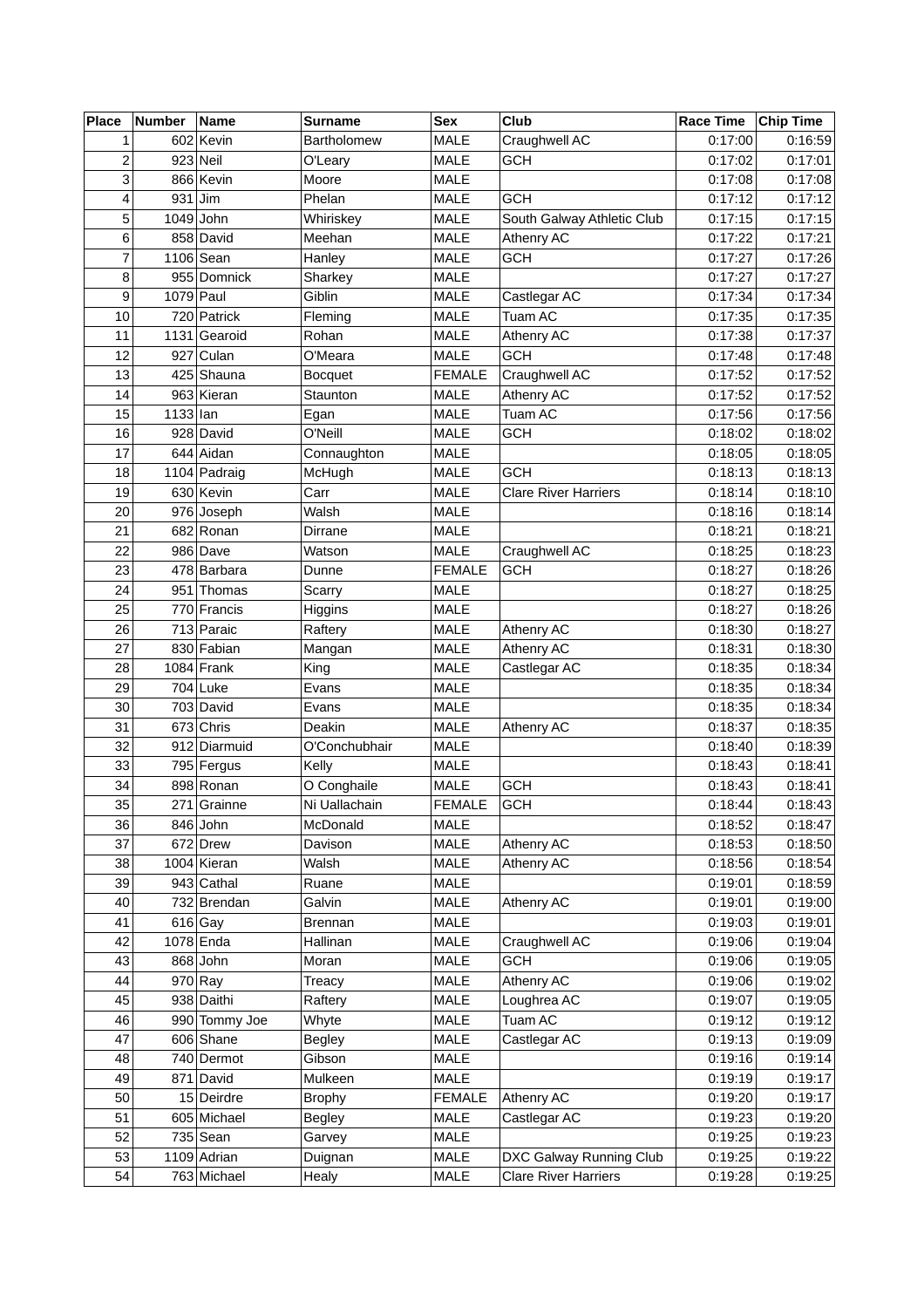| Place | Number | Name | Surname | Sex | Club | Race Time | Chip Time |
|---|---|---|---|---|---|---|---|
| 1 | 602 | Kevin | Bartholomew | MALE | Craughwell AC | 0:17:00 | 0:16:59 |
| 2 | 923 | Neil | O'Leary | MALE | GCH | 0:17:02 | 0:17:01 |
| 3 | 866 | Kevin | Moore | MALE | | 0:17:08 | 0:17:08 |
| 4 | 931 | Jim | Phelan | MALE | GCH | 0:17:12 | 0:17:12 |
| 5 | 1049 | John | Whiriskey | MALE | South Galway Athletic Club | 0:17:15 | 0:17:15 |
| 6 | 858 | David | Meehan | MALE | Athenry AC | 0:17:22 | 0:17:21 |
| 7 | 1106 | Sean | Hanley | MALE | GCH | 0:17:27 | 0:17:26 |
| 8 | 955 | Domnick | Sharkey | MALE | | 0:17:27 | 0:17:27 |
| 9 | 1079 | Paul | Giblin | MALE | Castlegar AC | 0:17:34 | 0:17:34 |
| 10 | 720 | Patrick | Fleming | MALE | Tuam AC | 0:17:35 | 0:17:35 |
| 11 | 1131 | Gearoid | Rohan | MALE | Athenry AC | 0:17:38 | 0:17:37 |
| 12 | 927 | Culan | O'Meara | MALE | GCH | 0:17:48 | 0:17:48 |
| 13 | 425 | Shauna | Bocquet | FEMALE | Craughwell AC | 0:17:52 | 0:17:52 |
| 14 | 963 | Kieran | Staunton | MALE | Athenry AC | 0:17:52 | 0:17:52 |
| 15 | 1133 | Ian | Egan | MALE | Tuam AC | 0:17:56 | 0:17:56 |
| 16 | 928 | David | O'Neill | MALE | GCH | 0:18:02 | 0:18:02 |
| 17 | 644 | Aidan | Connaughton | MALE | | 0:18:05 | 0:18:05 |
| 18 | 1104 | Padraig | McHugh | MALE | GCH | 0:18:13 | 0:18:13 |
| 19 | 630 | Kevin | Carr | MALE | Clare River Harriers | 0:18:14 | 0:18:10 |
| 20 | 976 | Joseph | Walsh | MALE | | 0:18:16 | 0:18:14 |
| 21 | 682 | Ronan | Dirrane | MALE | | 0:18:21 | 0:18:21 |
| 22 | 986 | Dave | Watson | MALE | Craughwell AC | 0:18:25 | 0:18:23 |
| 23 | 478 | Barbara | Dunne | FEMALE | GCH | 0:18:27 | 0:18:26 |
| 24 | 951 | Thomas | Scarry | MALE | | 0:18:27 | 0:18:25 |
| 25 | 770 | Francis | Higgins | MALE | | 0:18:27 | 0:18:26 |
| 26 | 713 | Paraic | Raftery | MALE | Athenry AC | 0:18:30 | 0:18:27 |
| 27 | 830 | Fabian | Mangan | MALE | Athenry AC | 0:18:31 | 0:18:30 |
| 28 | 1084 | Frank | King | MALE | Castlegar AC | 0:18:35 | 0:18:34 |
| 29 | 704 | Luke | Evans | MALE | | 0:18:35 | 0:18:34 |
| 30 | 703 | David | Evans | MALE | | 0:18:35 | 0:18:34 |
| 31 | 673 | Chris | Deakin | MALE | Athenry AC | 0:18:37 | 0:18:35 |
| 32 | 912 | Diarmuid | O'Conchubhair | MALE | | 0:18:40 | 0:18:39 |
| 33 | 795 | Fergus | Kelly | MALE | | 0:18:43 | 0:18:41 |
| 34 | 898 | Ronan | O Conghaile | MALE | GCH | 0:18:43 | 0:18:41 |
| 35 | 271 | Grainne | Ni Uallachain | FEMALE | GCH | 0:18:44 | 0:18:43 |
| 36 | 846 | John | McDonald | MALE | | 0:18:52 | 0:18:47 |
| 37 | 672 | Drew | Davison | MALE | Athenry AC | 0:18:53 | 0:18:50 |
| 38 | 1004 | Kieran | Walsh | MALE | Athenry AC | 0:18:56 | 0:18:54 |
| 39 | 943 | Cathal | Ruane | MALE | | 0:19:01 | 0:18:59 |
| 40 | 732 | Brendan | Galvin | MALE | Athenry AC | 0:19:01 | 0:19:00 |
| 41 | 616 | Gay | Brennan | MALE | | 0:19:03 | 0:19:01 |
| 42 | 1078 | Enda | Hallinan | MALE | Craughwell AC | 0:19:06 | 0:19:04 |
| 43 | 868 | John | Moran | MALE | GCH | 0:19:06 | 0:19:05 |
| 44 | 970 | Ray | Treacy | MALE | Athenry AC | 0:19:06 | 0:19:02 |
| 45 | 938 | Daithi | Raftery | MALE | Loughrea AC | 0:19:07 | 0:19:05 |
| 46 | 990 | Tommy Joe | Whyte | MALE | Tuam AC | 0:19:12 | 0:19:12 |
| 47 | 606 | Shane | Begley | MALE | Castlegar AC | 0:19:13 | 0:19:09 |
| 48 | 740 | Dermot | Gibson | MALE | | 0:19:16 | 0:19:14 |
| 49 | 871 | David | Mulkeen | MALE | | 0:19:19 | 0:19:17 |
| 50 | 15 | Deirdre | Brophy | FEMALE | Athenry AC | 0:19:20 | 0:19:17 |
| 51 | 605 | Michael | Begley | MALE | Castlegar AC | 0:19:23 | 0:19:20 |
| 52 | 735 | Sean | Garvey | MALE | | 0:19:25 | 0:19:23 |
| 53 | 1109 | Adrian | Duignan | MALE | DXC Galway Running Club | 0:19:25 | 0:19:22 |
| 54 | 763 | Michael | Healy | MALE | Clare River Harriers | 0:19:28 | 0:19:25 |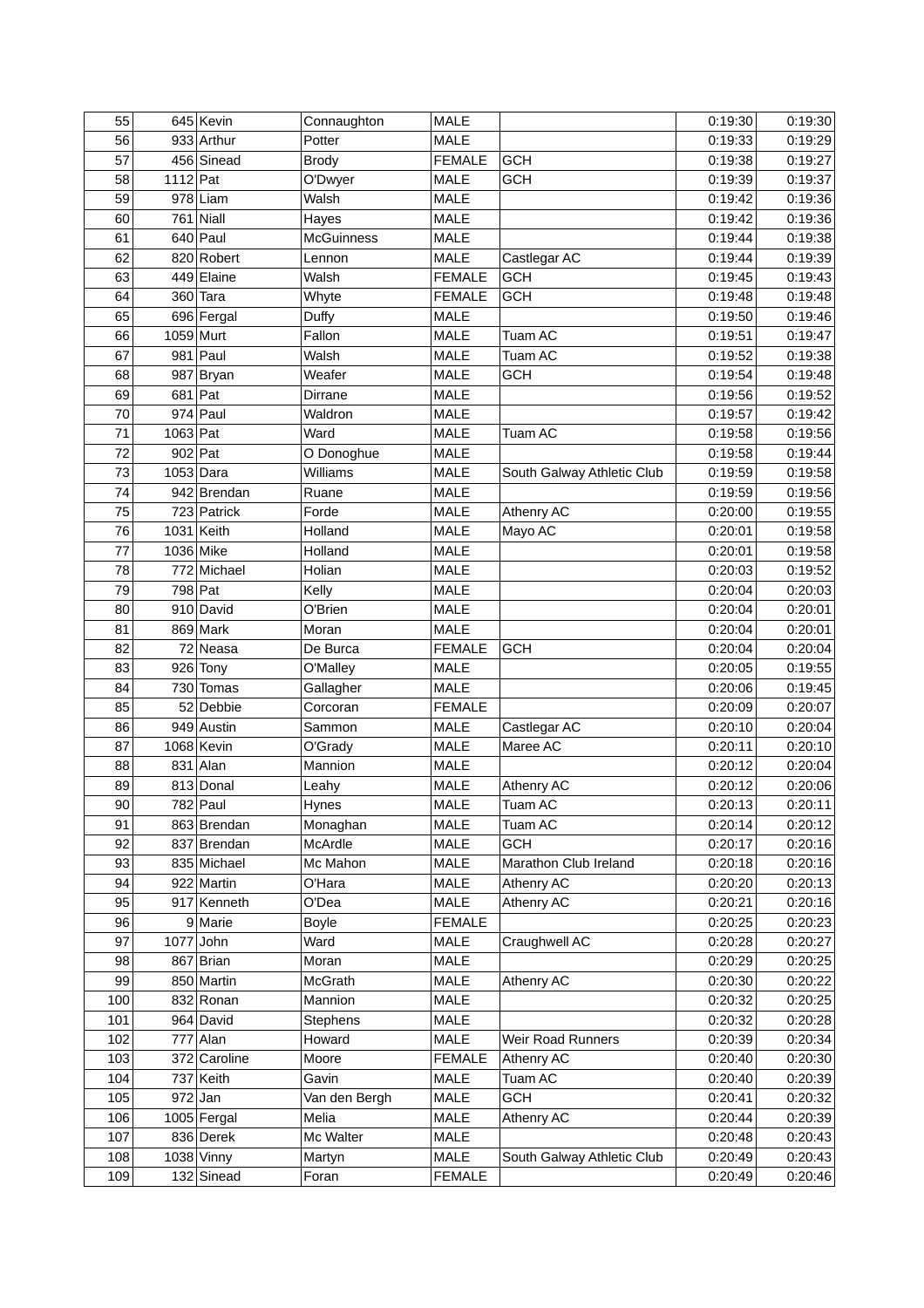| | | | | | | | |
|---|---|---|---|---|---|---|---|
| 55 | 645 | Kevin | Connaughton | MALE | | 0:19:30 | 0:19:30 |
| 56 | 933 | Arthur | Potter | MALE | | 0:19:33 | 0:19:29 |
| 57 | 456 | Sinead | Brody | FEMALE | GCH | 0:19:38 | 0:19:27 |
| 58 | 1112 | Pat | O'Dwyer | MALE | GCH | 0:19:39 | 0:19:37 |
| 59 | 978 | Liam | Walsh | MALE | | 0:19:42 | 0:19:36 |
| 60 | 761 | Niall | Hayes | MALE | | 0:19:42 | 0:19:36 |
| 61 | 640 | Paul | McGuinness | MALE | | 0:19:44 | 0:19:38 |
| 62 | 820 | Robert | Lennon | MALE | Castlegar AC | 0:19:44 | 0:19:39 |
| 63 | 449 | Elaine | Walsh | FEMALE | GCH | 0:19:45 | 0:19:43 |
| 64 | 360 | Tara | Whyte | FEMALE | GCH | 0:19:48 | 0:19:48 |
| 65 | 696 | Fergal | Duffy | MALE | | 0:19:50 | 0:19:46 |
| 66 | 1059 | Murt | Fallon | MALE | Tuam AC | 0:19:51 | 0:19:47 |
| 67 | 981 | Paul | Walsh | MALE | Tuam AC | 0:19:52 | 0:19:38 |
| 68 | 987 | Bryan | Weafer | MALE | GCH | 0:19:54 | 0:19:48 |
| 69 | 681 | Pat | Dirrane | MALE | | 0:19:56 | 0:19:52 |
| 70 | 974 | Paul | Waldron | MALE | | 0:19:57 | 0:19:42 |
| 71 | 1063 | Pat | Ward | MALE | Tuam AC | 0:19:58 | 0:19:56 |
| 72 | 902 | Pat | O Donoghue | MALE | | 0:19:58 | 0:19:44 |
| 73 | 1053 | Dara | Williams | MALE | South Galway Athletic Club | 0:19:59 | 0:19:58 |
| 74 | 942 | Brendan | Ruane | MALE | | 0:19:59 | 0:19:56 |
| 75 | 723 | Patrick | Forde | MALE | Athenry AC | 0:20:00 | 0:19:55 |
| 76 | 1031 | Keith | Holland | MALE | Mayo AC | 0:20:01 | 0:19:58 |
| 77 | 1036 | Mike | Holland | MALE | | 0:20:01 | 0:19:58 |
| 78 | 772 | Michael | Holian | MALE | | 0:20:03 | 0:19:52 |
| 79 | 798 | Pat | Kelly | MALE | | 0:20:04 | 0:20:03 |
| 80 | 910 | David | O'Brien | MALE | | 0:20:04 | 0:20:01 |
| 81 | 869 | Mark | Moran | MALE | | 0:20:04 | 0:20:01 |
| 82 | 72 | Neasa | De Burca | FEMALE | GCH | 0:20:04 | 0:20:04 |
| 83 | 926 | Tony | O'Malley | MALE | | 0:20:05 | 0:19:55 |
| 84 | 730 | Tomas | Gallagher | MALE | | 0:20:06 | 0:19:45 |
| 85 | 52 | Debbie | Corcoran | FEMALE | | 0:20:09 | 0:20:07 |
| 86 | 949 | Austin | Sammon | MALE | Castlegar AC | 0:20:10 | 0:20:04 |
| 87 | 1068 | Kevin | O'Grady | MALE | Maree AC | 0:20:11 | 0:20:10 |
| 88 | 831 | Alan | Mannion | MALE | | 0:20:12 | 0:20:04 |
| 89 | 813 | Donal | Leahy | MALE | Athenry AC | 0:20:12 | 0:20:06 |
| 90 | 782 | Paul | Hynes | MALE | Tuam AC | 0:20:13 | 0:20:11 |
| 91 | 863 | Brendan | Monaghan | MALE | Tuam AC | 0:20:14 | 0:20:12 |
| 92 | 837 | Brendan | McArdle | MALE | GCH | 0:20:17 | 0:20:16 |
| 93 | 835 | Michael | Mc Mahon | MALE | Marathon Club Ireland | 0:20:18 | 0:20:16 |
| 94 | 922 | Martin | O'Hara | MALE | Athenry AC | 0:20:20 | 0:20:13 |
| 95 | 917 | Kenneth | O'Dea | MALE | Athenry AC | 0:20:21 | 0:20:16 |
| 96 | 9 | Marie | Boyle | FEMALE | | 0:20:25 | 0:20:23 |
| 97 | 1077 | John | Ward | MALE | Craughwell AC | 0:20:28 | 0:20:27 |
| 98 | 867 | Brian | Moran | MALE | | 0:20:29 | 0:20:25 |
| 99 | 850 | Martin | McGrath | MALE | Athenry AC | 0:20:30 | 0:20:22 |
| 100 | 832 | Ronan | Mannion | MALE | | 0:20:32 | 0:20:25 |
| 101 | 964 | David | Stephens | MALE | | 0:20:32 | 0:20:28 |
| 102 | 777 | Alan | Howard | MALE | Weir Road Runners | 0:20:39 | 0:20:34 |
| 103 | 372 | Caroline | Moore | FEMALE | Athenry AC | 0:20:40 | 0:20:30 |
| 104 | 737 | Keith | Gavin | MALE | Tuam AC | 0:20:40 | 0:20:39 |
| 105 | 972 | Jan | Van den Bergh | MALE | GCH | 0:20:41 | 0:20:32 |
| 106 | 1005 | Fergal | Melia | MALE | Athenry AC | 0:20:44 | 0:20:39 |
| 107 | 836 | Derek | Mc Walter | MALE | | 0:20:48 | 0:20:43 |
| 108 | 1038 | Vinny | Martyn | MALE | South Galway Athletic Club | 0:20:49 | 0:20:43 |
| 109 | 132 | Sinead | Foran | FEMALE | | 0:20:49 | 0:20:46 |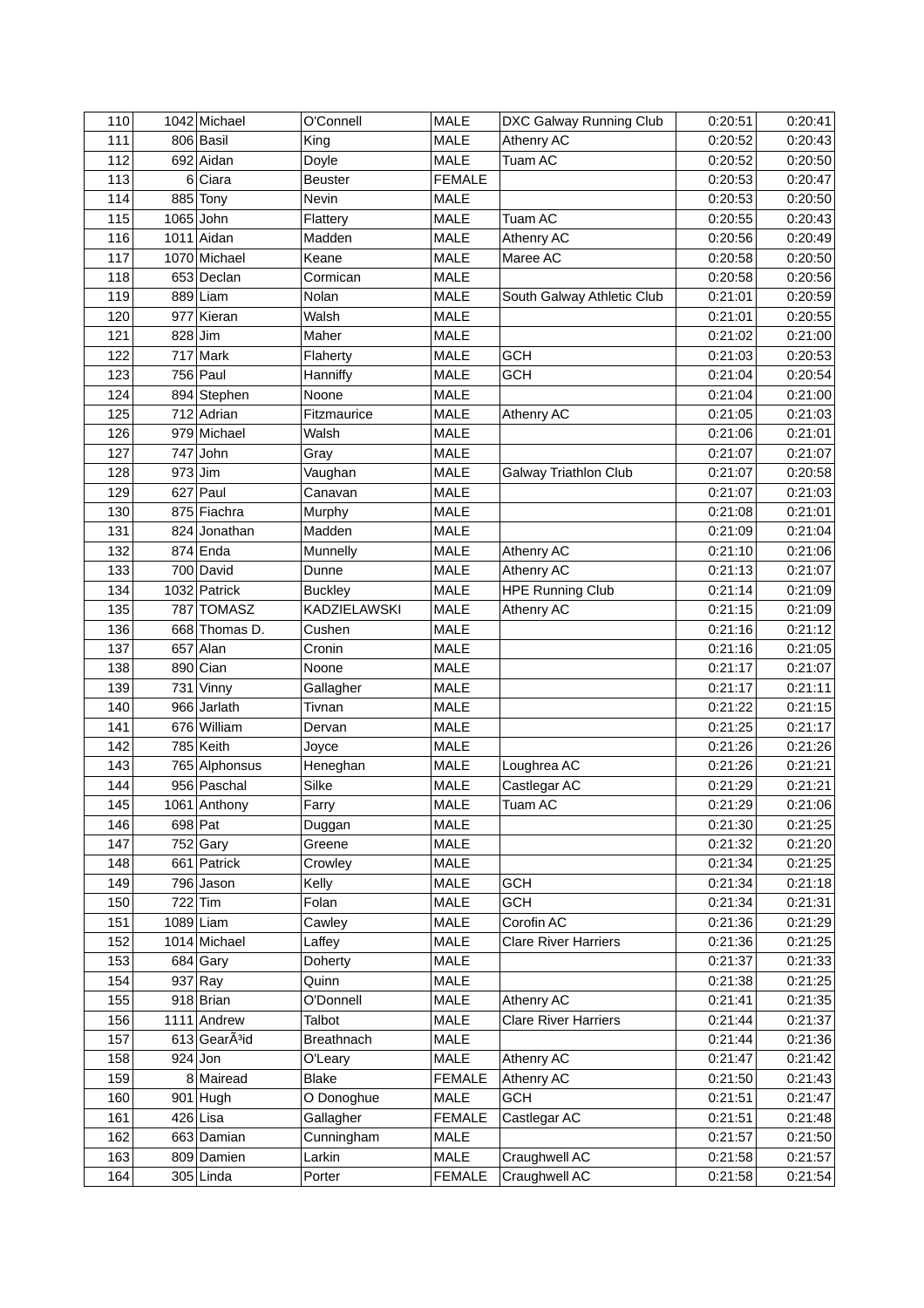| 110 | 1042 | Michael | O'Connell | MALE | DXC Galway Running Club | 0:20:51 | 0:20:41 |
|---|---|---|---|---|---|---|---|
| 111 | 806 | Basil | King | MALE | Athenry AC | 0:20:52 | 0:20:43 |
| 112 | 692 | Aidan | Doyle | MALE | Tuam AC | 0:20:52 | 0:20:50 |
| 113 | 6 | Ciara | Beuster | FEMALE | | 0:20:53 | 0:20:47 |
| 114 | 885 | Tony | Nevin | MALE | | 0:20:53 | 0:20:50 |
| 115 | 1065 | John | Flattery | MALE | Tuam AC | 0:20:55 | 0:20:43 |
| 116 | 1011 | Aidan | Madden | MALE | Athenry AC | 0:20:56 | 0:20:49 |
| 117 | 1070 | Michael | Keane | MALE | Maree AC | 0:20:58 | 0:20:50 |
| 118 | 653 | Declan | Cormican | MALE | | 0:20:58 | 0:20:56 |
| 119 | 889 | Liam | Nolan | MALE | South Galway Athletic Club | 0:21:01 | 0:20:59 |
| 120 | 977 | Kieran | Walsh | MALE | | 0:21:01 | 0:20:55 |
| 121 | 828 | Jim | Maher | MALE | | 0:21:02 | 0:21:00 |
| 122 | 717 | Mark | Flaherty | MALE | GCH | 0:21:03 | 0:20:53 |
| 123 | 756 | Paul | Hanniffy | MALE | GCH | 0:21:04 | 0:20:54 |
| 124 | 894 | Stephen | Noone | MALE | | 0:21:04 | 0:21:00 |
| 125 | 712 | Adrian | Fitzmaurice | MALE | Athenry AC | 0:21:05 | 0:21:03 |
| 126 | 979 | Michael | Walsh | MALE | | 0:21:06 | 0:21:01 |
| 127 | 747 | John | Gray | MALE | | 0:21:07 | 0:21:07 |
| 128 | 973 | Jim | Vaughan | MALE | Galway Triathlon Club | 0:21:07 | 0:20:58 |
| 129 | 627 | Paul | Canavan | MALE | | 0:21:07 | 0:21:03 |
| 130 | 875 | Fiachra | Murphy | MALE | | 0:21:08 | 0:21:01 |
| 131 | 824 | Jonathan | Madden | MALE | | 0:21:09 | 0:21:04 |
| 132 | 874 | Enda | Munnelly | MALE | Athenry AC | 0:21:10 | 0:21:06 |
| 133 | 700 | David | Dunne | MALE | Athenry AC | 0:21:13 | 0:21:07 |
| 134 | 1032 | Patrick | Buckley | MALE | HPE Running Club | 0:21:14 | 0:21:09 |
| 135 | 787 | TOMASZ | KADZIELAWSKI | MALE | Athenry AC | 0:21:15 | 0:21:09 |
| 136 | 668 | Thomas D. | Cushen | MALE | | 0:21:16 | 0:21:12 |
| 137 | 657 | Alan | Cronin | MALE | | 0:21:16 | 0:21:05 |
| 138 | 890 | Cian | Noone | MALE | | 0:21:17 | 0:21:07 |
| 139 | 731 | Vinny | Gallagher | MALE | | 0:21:17 | 0:21:11 |
| 140 | 966 | Jarlath | Tivnan | MALE | | 0:21:22 | 0:21:15 |
| 141 | 676 | William | Dervan | MALE | | 0:21:25 | 0:21:17 |
| 142 | 785 | Keith | Joyce | MALE | | 0:21:26 | 0:21:26 |
| 143 | 765 | Alphonsus | Heneghan | MALE | Loughrea AC | 0:21:26 | 0:21:21 |
| 144 | 956 | Paschal | Silke | MALE | Castlegar AC | 0:21:29 | 0:21:21 |
| 145 | 1061 | Anthony | Farry | MALE | Tuam AC | 0:21:29 | 0:21:06 |
| 146 | 698 | Pat | Duggan | MALE | | 0:21:30 | 0:21:25 |
| 147 | 752 | Gary | Greene | MALE | | 0:21:32 | 0:21:20 |
| 148 | 661 | Patrick | Crowley | MALE | | 0:21:34 | 0:21:25 |
| 149 | 796 | Jason | Kelly | MALE | GCH | 0:21:34 | 0:21:18 |
| 150 | 722 | Tim | Folan | MALE | GCH | 0:21:34 | 0:21:31 |
| 151 | 1089 | Liam | Cawley | MALE | Corofin AC | 0:21:36 | 0:21:29 |
| 152 | 1014 | Michael | Laffey | MALE | Clare River Harriers | 0:21:36 | 0:21:25 |
| 153 | 684 | Gary | Doherty | MALE | | 0:21:37 | 0:21:33 |
| 154 | 937 | Ray | Quinn | MALE | | 0:21:38 | 0:21:25 |
| 155 | 918 | Brian | O'Donnell | MALE | Athenry AC | 0:21:41 | 0:21:35 |
| 156 | 1111 | Andrew | Talbot | MALE | Clare River Harriers | 0:21:44 | 0:21:37 |
| 157 | 613 | GearÃ³id | Breathnach | MALE | | 0:21:44 | 0:21:36 |
| 158 | 924 | Jon | O'Leary | MALE | Athenry AC | 0:21:47 | 0:21:42 |
| 159 | 8 | Mairead | Blake | FEMALE | Athenry AC | 0:21:50 | 0:21:43 |
| 160 | 901 | Hugh | O Donoghue | MALE | GCH | 0:21:51 | 0:21:47 |
| 161 | 426 | Lisa | Gallagher | FEMALE | Castlegar AC | 0:21:51 | 0:21:48 |
| 162 | 663 | Damian | Cunningham | MALE | | 0:21:57 | 0:21:50 |
| 163 | 809 | Damien | Larkin | MALE | Craughwell AC | 0:21:58 | 0:21:57 |
| 164 | 305 | Linda | Porter | FEMALE | Craughwell AC | 0:21:58 | 0:21:54 |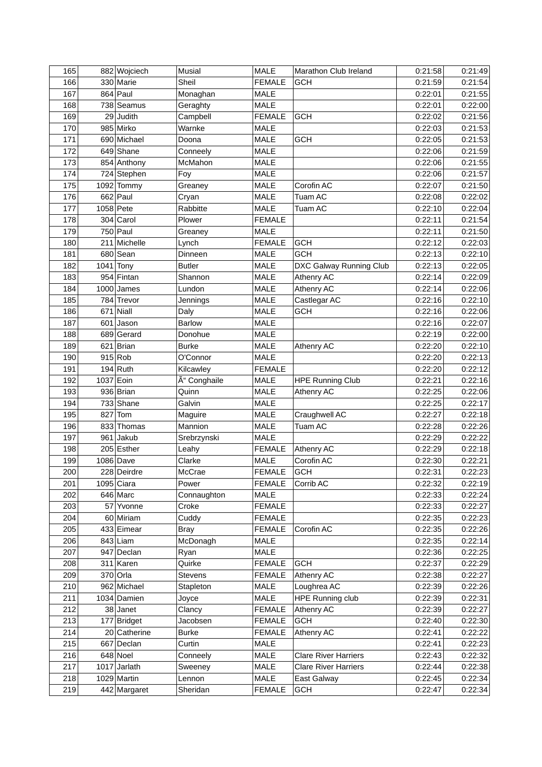| 165 | 882 | Wojciech | Musial | MALE | Marathon Club Ireland | 0:21:58 | 0:21:49 |
|---|---|---|---|---|---|---|---|
| 166 | 330 | Marie | Sheil | FEMALE | GCH | 0:21:59 | 0:21:54 |
| 167 | 864 | Paul | Monaghan | MALE | | 0:22:01 | 0:21:55 |
| 168 | 738 | Seamus | Geraghty | MALE | | 0:22:01 | 0:22:00 |
| 169 | 29 | Judith | Campbell | FEMALE | GCH | 0:22:02 | 0:21:56 |
| 170 | 985 | Mirko | Warnke | MALE | | 0:22:03 | 0:21:53 |
| 171 | 690 | Michael | Doona | MALE | GCH | 0:22:05 | 0:21:53 |
| 172 | 649 | Shane | Conneely | MALE | | 0:22:06 | 0:21:59 |
| 173 | 854 | Anthony | McMahon | MALE | | 0:22:06 | 0:21:55 |
| 174 | 724 | Stephen | Foy | MALE | | 0:22:06 | 0:21:57 |
| 175 | 1092 | Tommy | Greaney | MALE | Corofin AC | 0:22:07 | 0:21:50 |
| 176 | 662 | Paul | Cryan | MALE | Tuam AC | 0:22:08 | 0:22:02 |
| 177 | 1058 | Pete | Rabbitte | MALE | Tuam AC | 0:22:10 | 0:22:04 |
| 178 | 304 | Carol | Plower | FEMALE | | 0:22:11 | 0:21:54 |
| 179 | 750 | Paul | Greaney | MALE | | 0:22:11 | 0:21:50 |
| 180 | 211 | Michelle | Lynch | FEMALE | GCH | 0:22:12 | 0:22:03 |
| 181 | 680 | Sean | Dinneen | MALE | GCH | 0:22:13 | 0:22:10 |
| 182 | 1041 | Tony | Butler | MALE | DXC Galway Running Club | 0:22:13 | 0:22:05 |
| 183 | 954 | Fintan | Shannon | MALE | Athenry AC | 0:22:14 | 0:22:09 |
| 184 | 1000 | James | Lundon | MALE | Athenry AC | 0:22:14 | 0:22:06 |
| 185 | 784 | Trevor | Jennings | MALE | Castlegar AC | 0:22:16 | 0:22:10 |
| 186 | 671 | Niall | Daly | MALE | GCH | 0:22:16 | 0:22:06 |
| 187 | 601 | Jason | Barlow | MALE | | 0:22:16 | 0:22:07 |
| 188 | 689 | Gerard | Donohue | MALE | | 0:22:19 | 0:22:00 |
| 189 | 621 | Brian | Burke | MALE | Athenry AC | 0:22:20 | 0:22:10 |
| 190 | 915 | Rob | O'Connor | MALE | | 0:22:20 | 0:22:13 |
| 191 | 194 | Ruth | Kilcawley | FEMALE | | 0:22:20 | 0:22:12 |
| 192 | 1037 | Eoin | Ã" Conghaile | MALE | HPE Running Club | 0:22:21 | 0:22:16 |
| 193 | 936 | Brian | Quinn | MALE | Athenry AC | 0:22:25 | 0:22:06 |
| 194 | 733 | Shane | Galvin | MALE | | 0:22:25 | 0:22:17 |
| 195 | 827 | Tom | Maguire | MALE | Craughwell AC | 0:22:27 | 0:22:18 |
| 196 | 833 | Thomas | Mannion | MALE | Tuam AC | 0:22:28 | 0:22:26 |
| 197 | 961 | Jakub | Srebrzynski | MALE | | 0:22:29 | 0:22:22 |
| 198 | 205 | Esther | Leahy | FEMALE | Athenry AC | 0:22:29 | 0:22:18 |
| 199 | 1086 | Dave | Clarke | MALE | Corofin AC | 0:22:30 | 0:22:21 |
| 200 | 228 | Deirdre | McCrae | FEMALE | GCH | 0:22:31 | 0:22:23 |
| 201 | 1095 | Ciara | Power | FEMALE | Corrib AC | 0:22:32 | 0:22:19 |
| 202 | 646 | Marc | Connaughton | MALE | | 0:22:33 | 0:22:24 |
| 203 | 57 | Yvonne | Croke | FEMALE | | 0:22:33 | 0:22:27 |
| 204 | 60 | Miriam | Cuddy | FEMALE | | 0:22:35 | 0:22:23 |
| 205 | 433 | Eimear | Bray | FEMALE | Corofin AC | 0:22:35 | 0:22:26 |
| 206 | 843 | Liam | McDonagh | MALE | | 0:22:35 | 0:22:14 |
| 207 | 947 | Declan | Ryan | MALE | | 0:22:36 | 0:22:25 |
| 208 | 311 | Karen | Quirke | FEMALE | GCH | 0:22:37 | 0:22:29 |
| 209 | 370 | Orla | Stevens | FEMALE | Athenry AC | 0:22:38 | 0:22:27 |
| 210 | 962 | Michael | Stapleton | MALE | Loughrea AC | 0:22:39 | 0:22:26 |
| 211 | 1034 | Damien | Joyce | MALE | HPE Running club | 0:22:39 | 0:22:31 |
| 212 | 38 | Janet | Clancy | FEMALE | Athenry AC | 0:22:39 | 0:22:27 |
| 213 | 177 | Bridget | Jacobsen | FEMALE | GCH | 0:22:40 | 0:22:30 |
| 214 | 20 | Catherine | Burke | FEMALE | Athenry AC | 0:22:41 | 0:22:22 |
| 215 | 667 | Declan | Curtin | MALE | | 0:22:41 | 0:22:23 |
| 216 | 648 | Noel | Conneely | MALE | Clare River Harriers | 0:22:43 | 0:22:32 |
| 217 | 1017 | Jarlath | Sweeney | MALE | Clare River Harriers | 0:22:44 | 0:22:38 |
| 218 | 1029 | Martin | Lennon | MALE | East Galway | 0:22:45 | 0:22:34 |
| 219 | 442 | Margaret | Sheridan | FEMALE | GCH | 0:22:47 | 0:22:34 |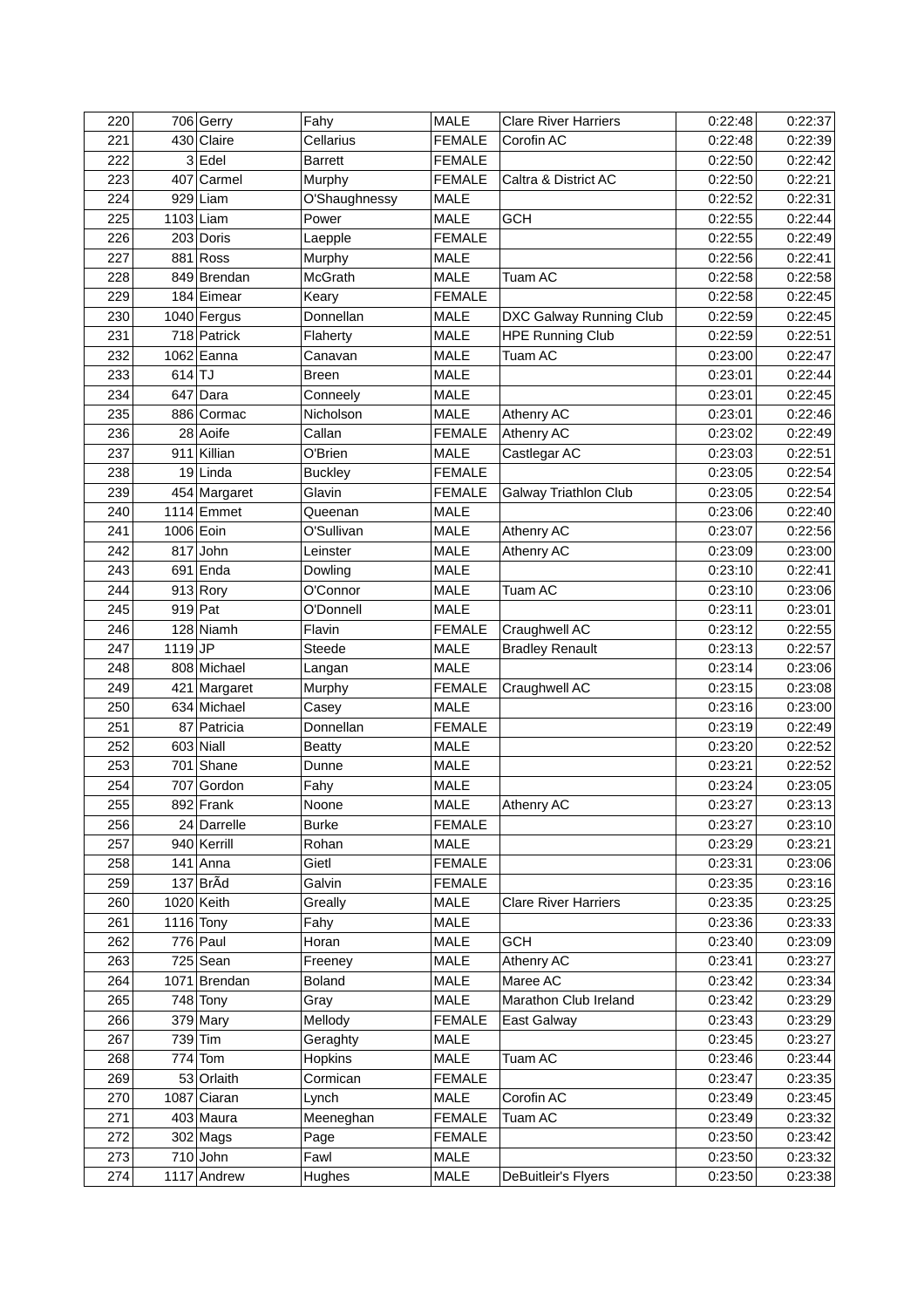| 220 | 706 | Gerry | Fahy | MALE | Clare River Harriers | 0:22:48 | 0:22:37 |
|---|---|---|---|---|---|---|---|
| 221 | 430 | Claire | Cellarius | FEMALE | Corofin AC | 0:22:48 | 0:22:39 |
| 222 | 3 | Edel | Barrett | FEMALE | | 0:22:50 | 0:22:42 |
| 223 | 407 | Carmel | Murphy | FEMALE | Caltra & District AC | 0:22:50 | 0:22:21 |
| 224 | 929 | Liam | O'Shaughnessy | MALE | | 0:22:52 | 0:22:31 |
| 225 | 1103 | Liam | Power | MALE | GCH | 0:22:55 | 0:22:44 |
| 226 | 203 | Doris | Laepple | FEMALE | | 0:22:55 | 0:22:49 |
| 227 | 881 | Ross | Murphy | MALE | | 0:22:56 | 0:22:41 |
| 228 | 849 | Brendan | McGrath | MALE | Tuam AC | 0:22:58 | 0:22:58 |
| 229 | 184 | Eimear | Keary | FEMALE | | 0:22:58 | 0:22:45 |
| 230 | 1040 | Fergus | Donnellan | MALE | DXC Galway Running Club | 0:22:59 | 0:22:45 |
| 231 | 718 | Patrick | Flaherty | MALE | HPE Running Club | 0:22:59 | 0:22:51 |
| 232 | 1062 | Eanna | Canavan | MALE | Tuam AC | 0:23:00 | 0:22:47 |
| 233 | 614 | TJ | Breen | MALE | | 0:23:01 | 0:22:44 |
| 234 | 647 | Dara | Conneely | MALE | | 0:23:01 | 0:22:45 |
| 235 | 886 | Cormac | Nicholson | MALE | Athenry AC | 0:23:01 | 0:22:46 |
| 236 | 28 | Aoife | Callan | FEMALE | Athenry AC | 0:23:02 | 0:22:49 |
| 237 | 911 | Killian | O'Brien | MALE | Castlegar AC | 0:23:03 | 0:22:51 |
| 238 | 19 | Linda | Buckley | FEMALE | | 0:23:05 | 0:22:54 |
| 239 | 454 | Margaret | Glavin | FEMALE | Galway Triathlon Club | 0:23:05 | 0:22:54 |
| 240 | 1114 | Emmet | Queenan | MALE | | 0:23:06 | 0:22:40 |
| 241 | 1006 | Eoin | O'Sullivan | MALE | Athenry AC | 0:23:07 | 0:22:56 |
| 242 | 817 | John | Leinster | MALE | Athenry AC | 0:23:09 | 0:23:00 |
| 243 | 691 | Enda | Dowling | MALE | | 0:23:10 | 0:22:41 |
| 244 | 913 | Rory | O'Connor | MALE | Tuam AC | 0:23:10 | 0:23:06 |
| 245 | 919 | Pat | O'Donnell | MALE | | 0:23:11 | 0:23:01 |
| 246 | 128 | Niamh | Flavin | FEMALE | Craughwell AC | 0:23:12 | 0:22:55 |
| 247 | 1119 | JP | Steede | MALE | Bradley Renault | 0:23:13 | 0:22:57 |
| 248 | 808 | Michael | Langan | MALE | | 0:23:14 | 0:23:06 |
| 249 | 421 | Margaret | Murphy | FEMALE | Craughwell AC | 0:23:15 | 0:23:08 |
| 250 | 634 | Michael | Casey | MALE | | 0:23:16 | 0:23:00 |
| 251 | 87 | Patricia | Donnellan | FEMALE | | 0:23:19 | 0:22:49 |
| 252 | 603 | Niall | Beatty | MALE | | 0:23:20 | 0:22:52 |
| 253 | 701 | Shane | Dunne | MALE | | 0:23:21 | 0:22:52 |
| 254 | 707 | Gordon | Fahy | MALE | | 0:23:24 | 0:23:05 |
| 255 | 892 | Frank | Noone | MALE | Athenry AC | 0:23:27 | 0:23:13 |
| 256 | 24 | Darrelle | Burke | FEMALE | | 0:23:27 | 0:23:10 |
| 257 | 940 | Kerrill | Rohan | MALE | | 0:23:29 | 0:23:21 |
| 258 | 141 | Anna | Gietl | FEMALE | | 0:23:31 | 0:23:06 |
| 259 | 137 | BrÃd | Galvin | FEMALE | | 0:23:35 | 0:23:16 |
| 260 | 1020 | Keith | Greally | MALE | Clare River Harriers | 0:23:35 | 0:23:25 |
| 261 | 1116 | Tony | Fahy | MALE | | 0:23:36 | 0:23:33 |
| 262 | 776 | Paul | Horan | MALE | GCH | 0:23:40 | 0:23:09 |
| 263 | 725 | Sean | Freeney | MALE | Athenry AC | 0:23:41 | 0:23:27 |
| 264 | 1071 | Brendan | Boland | MALE | Maree AC | 0:23:42 | 0:23:34 |
| 265 | 748 | Tony | Gray | MALE | Marathon Club Ireland | 0:23:42 | 0:23:29 |
| 266 | 379 | Mary | Mellody | FEMALE | East Galway | 0:23:43 | 0:23:29 |
| 267 | 739 | Tim | Geraghty | MALE | | 0:23:45 | 0:23:27 |
| 268 | 774 | Tom | Hopkins | MALE | Tuam AC | 0:23:46 | 0:23:44 |
| 269 | 53 | Orlaith | Cormican | FEMALE | | 0:23:47 | 0:23:35 |
| 270 | 1087 | Ciaran | Lynch | MALE | Corofin AC | 0:23:49 | 0:23:45 |
| 271 | 403 | Maura | Meeneghan | FEMALE | Tuam AC | 0:23:49 | 0:23:32 |
| 272 | 302 | Mags | Page | FEMALE | | 0:23:50 | 0:23:42 |
| 273 | 710 | John | Fawl | MALE | | 0:23:50 | 0:23:32 |
| 274 | 1117 | Andrew | Hughes | MALE | DeBuitleir's Flyers | 0:23:50 | 0:23:38 |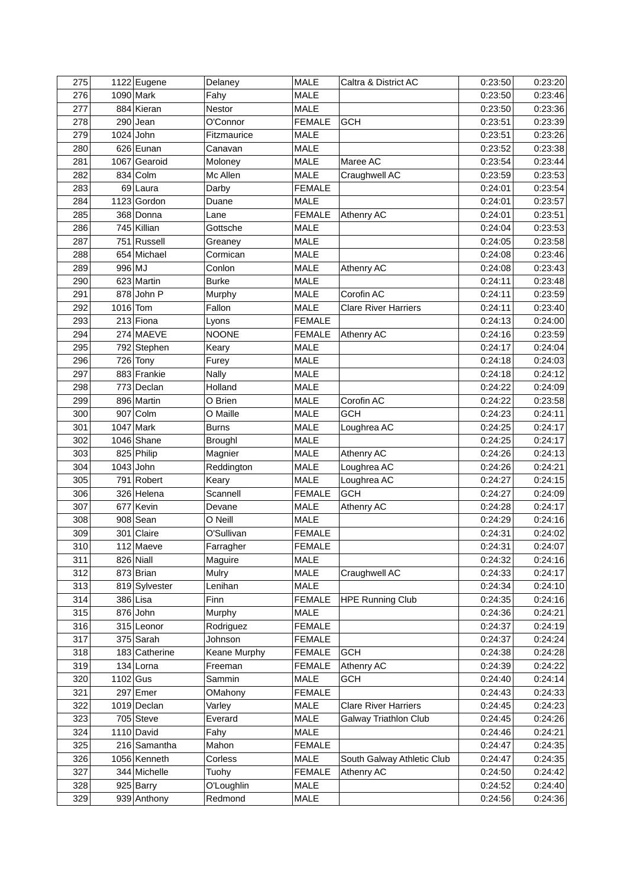| 275 | 1122 | Eugene | Delaney | MALE | Caltra & District AC | 0:23:50 | 0:23:20 |
|---|---|---|---|---|---|---|---|
| 276 | 1090 | Mark | Fahy | MALE | | 0:23:50 | 0:23:46 |
| 277 | 884 | Kieran | Nestor | MALE | | 0:23:50 | 0:23:36 |
| 278 | 290 | Jean | O'Connor | FEMALE | GCH | 0:23:51 | 0:23:39 |
| 279 | 1024 | John | Fitzmaurice | MALE | | 0:23:51 | 0:23:26 |
| 280 | 626 | Eunan | Canavan | MALE | | 0:23:52 | 0:23:38 |
| 281 | 1067 | Gearoid | Moloney | MALE | Maree AC | 0:23:54 | 0:23:44 |
| 282 | 834 | Colm | Mc Allen | MALE | Craughwell AC | 0:23:59 | 0:23:53 |
| 283 | 69 | Laura | Darby | FEMALE | | 0:24:01 | 0:23:54 |
| 284 | 1123 | Gordon | Duane | MALE | | 0:24:01 | 0:23:57 |
| 285 | 368 | Donna | Lane | FEMALE | Athenry AC | 0:24:01 | 0:23:51 |
| 286 | 745 | Killian | Gottsche | MALE | | 0:24:04 | 0:23:53 |
| 287 | 751 | Russell | Greaney | MALE | | 0:24:05 | 0:23:58 |
| 288 | 654 | Michael | Cormican | MALE | | 0:24:08 | 0:23:46 |
| 289 | 996 | MJ | Conlon | MALE | Athenry AC | 0:24:08 | 0:23:43 |
| 290 | 623 | Martin | Burke | MALE | | 0:24:11 | 0:23:48 |
| 291 | 878 | John P | Murphy | MALE | Corofin AC | 0:24:11 | 0:23:59 |
| 292 | 1016 | Tom | Fallon | MALE | Clare River Harriers | 0:24:11 | 0:23:40 |
| 293 | 213 | Fiona | Lyons | FEMALE | | 0:24:13 | 0:24:00 |
| 294 | 274 | MAEVE | NOONE | FEMALE | Athenry AC | 0:24:16 | 0:23:59 |
| 295 | 792 | Stephen | Keary | MALE | | 0:24:17 | 0:24:04 |
| 296 | 726 | Tony | Furey | MALE | | 0:24:18 | 0:24:03 |
| 297 | 883 | Frankie | Nally | MALE | | 0:24:18 | 0:24:12 |
| 298 | 773 | Declan | Holland | MALE | | 0:24:22 | 0:24:09 |
| 299 | 896 | Martin | O Brien | MALE | Corofin AC | 0:24:22 | 0:23:58 |
| 300 | 907 | Colm | O Maille | MALE | GCH | 0:24:23 | 0:24:11 |
| 301 | 1047 | Mark | Burns | MALE | Loughrea AC | 0:24:25 | 0:24:17 |
| 302 | 1046 | Shane | Broughl | MALE | | 0:24:25 | 0:24:17 |
| 303 | 825 | Philip | Magnier | MALE | Athenry AC | 0:24:26 | 0:24:13 |
| 304 | 1043 | John | Reddington | MALE | Loughrea AC | 0:24:26 | 0:24:21 |
| 305 | 791 | Robert | Keary | MALE | Loughrea AC | 0:24:27 | 0:24:15 |
| 306 | 326 | Helena | Scannell | FEMALE | GCH | 0:24:27 | 0:24:09 |
| 307 | 677 | Kevin | Devane | MALE | Athenry AC | 0:24:28 | 0:24:17 |
| 308 | 908 | Sean | O Neill | MALE | | 0:24:29 | 0:24:16 |
| 309 | 301 | Claire | O'Sullivan | FEMALE | | 0:24:31 | 0:24:02 |
| 310 | 112 | Maeve | Farragher | FEMALE | | 0:24:31 | 0:24:07 |
| 311 | 826 | Niall | Maguire | MALE | | 0:24:32 | 0:24:16 |
| 312 | 873 | Brian | Mulry | MALE | Craughwell AC | 0:24:33 | 0:24:17 |
| 313 | 819 | Sylvester | Lenihan | MALE | | 0:24:34 | 0:24:10 |
| 314 | 386 | Lisa | Finn | FEMALE | HPE Running Club | 0:24:35 | 0:24:16 |
| 315 | 876 | John | Murphy | MALE | | 0:24:36 | 0:24:21 |
| 316 | 315 | Leonor | Rodriguez | FEMALE | | 0:24:37 | 0:24:19 |
| 317 | 375 | Sarah | Johnson | FEMALE | | 0:24:37 | 0:24:24 |
| 318 | 183 | Catherine | Keane Murphy | FEMALE | GCH | 0:24:38 | 0:24:28 |
| 319 | 134 | Lorna | Freeman | FEMALE | Athenry AC | 0:24:39 | 0:24:22 |
| 320 | 1102 | Gus | Sammin | MALE | GCH | 0:24:40 | 0:24:14 |
| 321 | 297 | Emer | OMahony | FEMALE | | 0:24:43 | 0:24:33 |
| 322 | 1019 | Declan | Varley | MALE | Clare River Harriers | 0:24:45 | 0:24:23 |
| 323 | 705 | Steve | Everard | MALE | Galway Triathlon Club | 0:24:45 | 0:24:26 |
| 324 | 1110 | David | Fahy | MALE | | 0:24:46 | 0:24:21 |
| 325 | 216 | Samantha | Mahon | FEMALE | | 0:24:47 | 0:24:35 |
| 326 | 1056 | Kenneth | Corless | MALE | South Galway Athletic Club | 0:24:47 | 0:24:35 |
| 327 | 344 | Michelle | Tuohy | FEMALE | Athenry AC | 0:24:50 | 0:24:42 |
| 328 | 925 | Barry | O'Loughlin | MALE | | 0:24:52 | 0:24:40 |
| 329 | 939 | Anthony | Redmond | MALE | | 0:24:56 | 0:24:36 |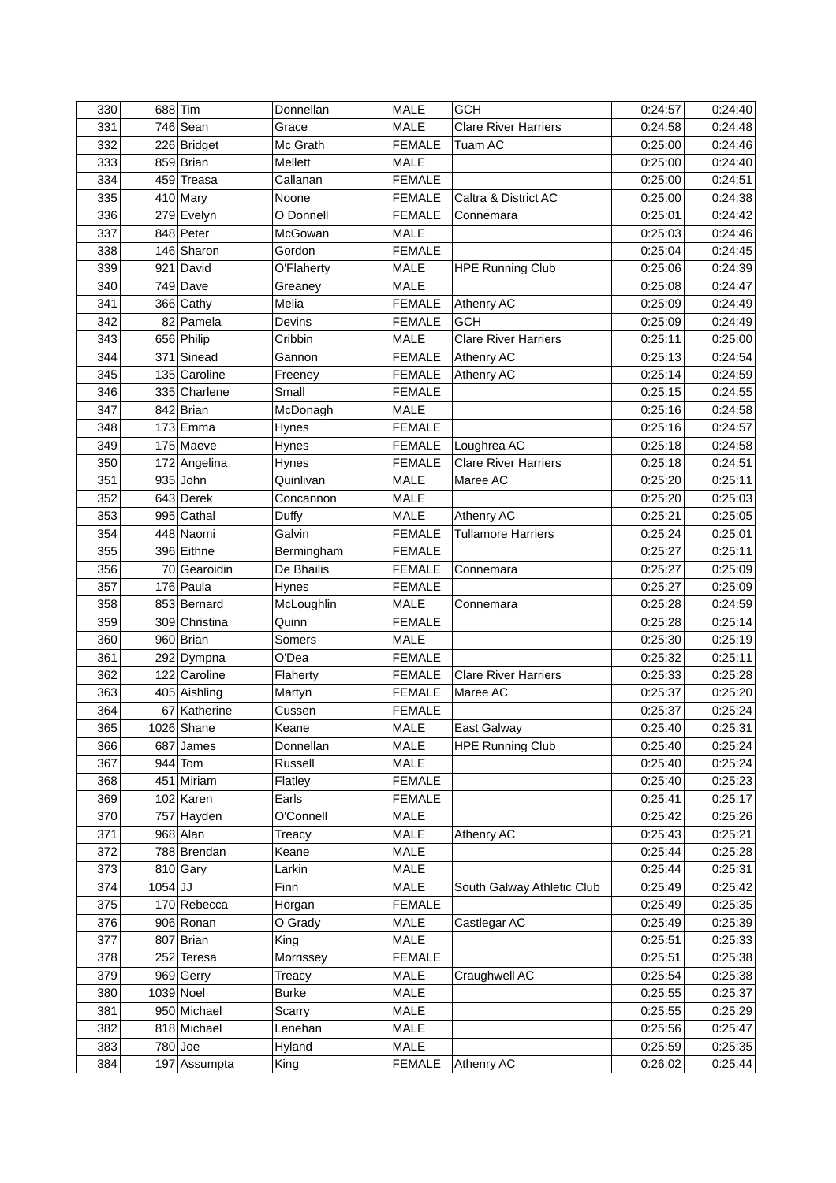| 330 | 688 | Tim | Donnellan | MALE | GCH | 0:24:57 | 0:24:40 |
|---|---|---|---|---|---|---|---|
| 331 | 746 | Sean | Grace | MALE | Clare River Harriers | 0:24:58 | 0:24:48 |
| 332 | 226 | Bridget | Mc Grath | FEMALE | Tuam AC | 0:25:00 | 0:24:46 |
| 333 | 859 | Brian | Mellett | MALE | | 0:25:00 | 0:24:40 |
| 334 | 459 | Treasa | Callanan | FEMALE | | 0:25:00 | 0:24:51 |
| 335 | 410 | Mary | Noone | FEMALE | Caltra & District AC | 0:25:00 | 0:24:38 |
| 336 | 279 | Evelyn | O Donnell | FEMALE | Connemara | 0:25:01 | 0:24:42 |
| 337 | 848 | Peter | McGowan | MALE | | 0:25:03 | 0:24:46 |
| 338 | 146 | Sharon | Gordon | FEMALE | | 0:25:04 | 0:24:45 |
| 339 | 921 | David | O'Flaherty | MALE | HPE Running Club | 0:25:06 | 0:24:39 |
| 340 | 749 | Dave | Greaney | MALE | | 0:25:08 | 0:24:47 |
| 341 | 366 | Cathy | Melia | FEMALE | Athenry AC | 0:25:09 | 0:24:49 |
| 342 | 82 | Pamela | Devins | FEMALE | GCH | 0:25:09 | 0:24:49 |
| 343 | 656 | Philip | Cribbin | MALE | Clare River Harriers | 0:25:11 | 0:25:00 |
| 344 | 371 | Sinead | Gannon | FEMALE | Athenry AC | 0:25:13 | 0:24:54 |
| 345 | 135 | Caroline | Freeney | FEMALE | Athenry AC | 0:25:14 | 0:24:59 |
| 346 | 335 | Charlene | Small | FEMALE | | 0:25:15 | 0:24:55 |
| 347 | 842 | Brian | McDonagh | MALE | | 0:25:16 | 0:24:58 |
| 348 | 173 | Emma | Hynes | FEMALE | | 0:25:16 | 0:24:57 |
| 349 | 175 | Maeve | Hynes | FEMALE | Loughrea AC | 0:25:18 | 0:24:58 |
| 350 | 172 | Angelina | Hynes | FEMALE | Clare River Harriers | 0:25:18 | 0:24:51 |
| 351 | 935 | John | Quinlivan | MALE | Maree AC | 0:25:20 | 0:25:11 |
| 352 | 643 | Derek | Concannon | MALE | | 0:25:20 | 0:25:03 |
| 353 | 995 | Cathal | Duffy | MALE | Athenry AC | 0:25:21 | 0:25:05 |
| 354 | 448 | Naomi | Galvin | FEMALE | Tullamore Harriers | 0:25:24 | 0:25:01 |
| 355 | 396 | Eithne | Bermingham | FEMALE | | 0:25:27 | 0:25:11 |
| 356 | 70 | Gearoidin | De Bhailis | FEMALE | Connemara | 0:25:27 | 0:25:09 |
| 357 | 176 | Paula | Hynes | FEMALE | | 0:25:27 | 0:25:09 |
| 358 | 853 | Bernard | McLoughlin | MALE | Connemara | 0:25:28 | 0:24:59 |
| 359 | 309 | Christina | Quinn | FEMALE | | 0:25:28 | 0:25:14 |
| 360 | 960 | Brian | Somers | MALE | | 0:25:30 | 0:25:19 |
| 361 | 292 | Dympna | O'Dea | FEMALE | | 0:25:32 | 0:25:11 |
| 362 | 122 | Caroline | Flaherty | FEMALE | Clare River Harriers | 0:25:33 | 0:25:28 |
| 363 | 405 | Aishling | Martyn | FEMALE | Maree AC | 0:25:37 | 0:25:20 |
| 364 | 67 | Katherine | Cussen | FEMALE | | 0:25:37 | 0:25:24 |
| 365 | 1026 | Shane | Keane | MALE | East Galway | 0:25:40 | 0:25:31 |
| 366 | 687 | James | Donnellan | MALE | HPE Running Club | 0:25:40 | 0:25:24 |
| 367 | 944 | Tom | Russell | MALE | | 0:25:40 | 0:25:24 |
| 368 | 451 | Miriam | Flatley | FEMALE | | 0:25:40 | 0:25:23 |
| 369 | 102 | Karen | Earls | FEMALE | | 0:25:41 | 0:25:17 |
| 370 | 757 | Hayden | O'Connell | MALE | | 0:25:42 | 0:25:26 |
| 371 | 968 | Alan | Treacy | MALE | Athenry AC | 0:25:43 | 0:25:21 |
| 372 | 788 | Brendan | Keane | MALE | | 0:25:44 | 0:25:28 |
| 373 | 810 | Gary | Larkin | MALE | | 0:25:44 | 0:25:31 |
| 374 | 1054 | JJ | Finn | MALE | South Galway Athletic Club | 0:25:49 | 0:25:42 |
| 375 | 170 | Rebecca | Horgan | FEMALE | | 0:25:49 | 0:25:35 |
| 376 | 906 | Ronan | O Grady | MALE | Castlegar AC | 0:25:49 | 0:25:39 |
| 377 | 807 | Brian | King | MALE | | 0:25:51 | 0:25:33 |
| 378 | 252 | Teresa | Morrissey | FEMALE | | 0:25:51 | 0:25:38 |
| 379 | 969 | Gerry | Treacy | MALE | Craughwell AC | 0:25:54 | 0:25:38 |
| 380 | 1039 | Noel | Burke | MALE | | 0:25:55 | 0:25:37 |
| 381 | 950 | Michael | Scarry | MALE | | 0:25:55 | 0:25:29 |
| 382 | 818 | Michael | Lenehan | MALE | | 0:25:56 | 0:25:47 |
| 383 | 780 | Joe | Hyland | MALE | | 0:25:59 | 0:25:35 |
| 384 | 197 | Assumpta | King | FEMALE | Athenry AC | 0:26:02 | 0:25:44 |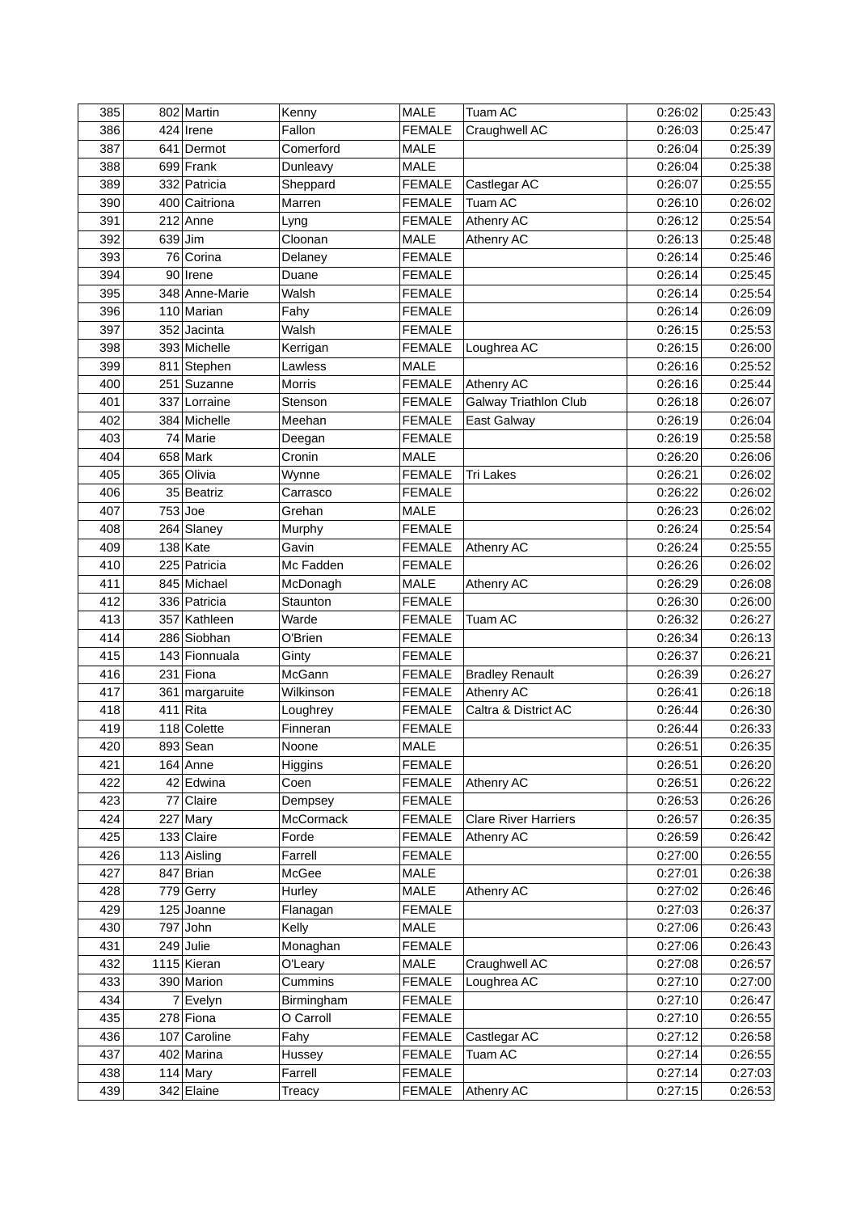| | | | | | | | |
|---|---|---|---|---|---|---|---|
| 385 | 802 | Martin | Kenny | MALE | Tuam AC | 0:26:02 | 0:25:43 |
| 386 | 424 | Irene | Fallon | FEMALE | Craughwell AC | 0:26:03 | 0:25:47 |
| 387 | 641 | Dermot | Comerford | MALE | | 0:26:04 | 0:25:39 |
| 388 | 699 | Frank | Dunleavy | MALE | | 0:26:04 | 0:25:38 |
| 389 | 332 | Patricia | Sheppard | FEMALE | Castlegar AC | 0:26:07 | 0:25:55 |
| 390 | 400 | Caitriona | Marren | FEMALE | Tuam AC | 0:26:10 | 0:26:02 |
| 391 | 212 | Anne | Lyng | FEMALE | Athenry AC | 0:26:12 | 0:25:54 |
| 392 | 639 | Jim | Cloonan | MALE | Athenry AC | 0:26:13 | 0:25:48 |
| 393 | 76 | Corina | Delaney | FEMALE | | 0:26:14 | 0:25:46 |
| 394 | 90 | Irene | Duane | FEMALE | | 0:26:14 | 0:25:45 |
| 395 | 348 | Anne-Marie | Walsh | FEMALE | | 0:26:14 | 0:25:54 |
| 396 | 110 | Marian | Fahy | FEMALE | | 0:26:14 | 0:26:09 |
| 397 | 352 | Jacinta | Walsh | FEMALE | | 0:26:15 | 0:25:53 |
| 398 | 393 | Michelle | Kerrigan | FEMALE | Loughrea AC | 0:26:15 | 0:26:00 |
| 399 | 811 | Stephen | Lawless | MALE | | 0:26:16 | 0:25:52 |
| 400 | 251 | Suzanne | Morris | FEMALE | Athenry AC | 0:26:16 | 0:25:44 |
| 401 | 337 | Lorraine | Stenson | FEMALE | Galway Triathlon Club | 0:26:18 | 0:26:07 |
| 402 | 384 | Michelle | Meehan | FEMALE | East Galway | 0:26:19 | 0:26:04 |
| 403 | 74 | Marie | Deegan | FEMALE | | 0:26:19 | 0:25:58 |
| 404 | 658 | Mark | Cronin | MALE | | 0:26:20 | 0:26:06 |
| 405 | 365 | Olivia | Wynne | FEMALE | Tri Lakes | 0:26:21 | 0:26:02 |
| 406 | 35 | Beatriz | Carrasco | FEMALE | | 0:26:22 | 0:26:02 |
| 407 | 753 | Joe | Grehan | MALE | | 0:26:23 | 0:26:02 |
| 408 | 264 | Slaney | Murphy | FEMALE | | 0:26:24 | 0:25:54 |
| 409 | 138 | Kate | Gavin | FEMALE | Athenry AC | 0:26:24 | 0:25:55 |
| 410 | 225 | Patricia | Mc Fadden | FEMALE | | 0:26:26 | 0:26:02 |
| 411 | 845 | Michael | McDonagh | MALE | Athenry AC | 0:26:29 | 0:26:08 |
| 412 | 336 | Patricia | Staunton | FEMALE | | 0:26:30 | 0:26:00 |
| 413 | 357 | Kathleen | Warde | FEMALE | Tuam AC | 0:26:32 | 0:26:27 |
| 414 | 286 | Siobhan | O'Brien | FEMALE | | 0:26:34 | 0:26:13 |
| 415 | 143 | Fionnuala | Ginty | FEMALE | | 0:26:37 | 0:26:21 |
| 416 | 231 | Fiona | McGann | FEMALE | Bradley Renault | 0:26:39 | 0:26:27 |
| 417 | 361 | margaruite | Wilkinson | FEMALE | Athenry AC | 0:26:41 | 0:26:18 |
| 418 | 411 | Rita | Loughrey | FEMALE | Caltra & District AC | 0:26:44 | 0:26:30 |
| 419 | 118 | Colette | Finneran | FEMALE | | 0:26:44 | 0:26:33 |
| 420 | 893 | Sean | Noone | MALE | | 0:26:51 | 0:26:35 |
| 421 | 164 | Anne | Higgins | FEMALE | | 0:26:51 | 0:26:20 |
| 422 | 42 | Edwina | Coen | FEMALE | Athenry AC | 0:26:51 | 0:26:22 |
| 423 | 77 | Claire | Dempsey | FEMALE | | 0:26:53 | 0:26:26 |
| 424 | 227 | Mary | McCormack | FEMALE | Clare River Harriers | 0:26:57 | 0:26:35 |
| 425 | 133 | Claire | Forde | FEMALE | Athenry AC | 0:26:59 | 0:26:42 |
| 426 | 113 | Aisling | Farrell | FEMALE | | 0:27:00 | 0:26:55 |
| 427 | 847 | Brian | McGee | MALE | | 0:27:01 | 0:26:38 |
| 428 | 779 | Gerry | Hurley | MALE | Athenry AC | 0:27:02 | 0:26:46 |
| 429 | 125 | Joanne | Flanagan | FEMALE | | 0:27:03 | 0:26:37 |
| 430 | 797 | John | Kelly | MALE | | 0:27:06 | 0:26:43 |
| 431 | 249 | Julie | Monaghan | FEMALE | | 0:27:06 | 0:26:43 |
| 432 | 1115 | Kieran | O'Leary | MALE | Craughwell AC | 0:27:08 | 0:26:57 |
| 433 | 390 | Marion | Cummins | FEMALE | Loughrea AC | 0:27:10 | 0:27:00 |
| 434 | 7 | Evelyn | Birmingham | FEMALE | | 0:27:10 | 0:26:47 |
| 435 | 278 | Fiona | O Carroll | FEMALE | | 0:27:10 | 0:26:55 |
| 436 | 107 | Caroline | Fahy | FEMALE | Castlegar AC | 0:27:12 | 0:26:58 |
| 437 | 402 | Marina | Hussey | FEMALE | Tuam AC | 0:27:14 | 0:26:55 |
| 438 | 114 | Mary | Farrell | FEMALE | | 0:27:14 | 0:27:03 |
| 439 | 342 | Elaine | Treacy | FEMALE | Athenry AC | 0:27:15 | 0:26:53 |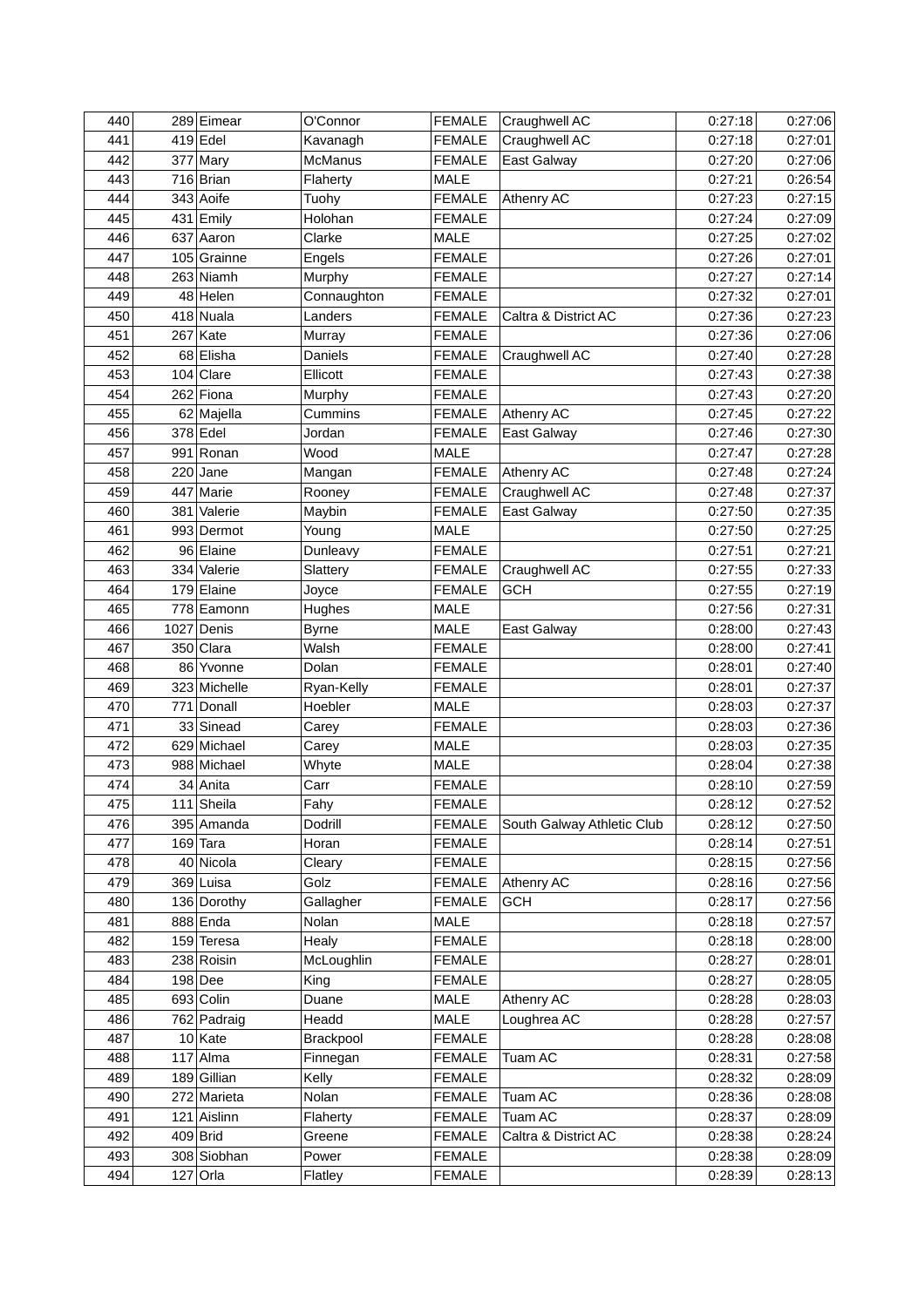| 440 | 289 | Eimear | O'Connor | FEMALE | Craughwell AC | 0:27:18 | 0:27:06 |
|---|---|---|---|---|---|---|---|
| 441 | 419 | Edel | Kavanagh | FEMALE | Craughwell AC | 0:27:18 | 0:27:01 |
| 442 | 377 | Mary | McManus | FEMALE | East Galway | 0:27:20 | 0:27:06 |
| 443 | 716 | Brian | Flaherty | MALE | | 0:27:21 | 0:26:54 |
| 444 | 343 | Aoife | Tuohy | FEMALE | Athenry AC | 0:27:23 | 0:27:15 |
| 445 | 431 | Emily | Holohan | FEMALE | | 0:27:24 | 0:27:09 |
| 446 | 637 | Aaron | Clarke | MALE | | 0:27:25 | 0:27:02 |
| 447 | 105 | Grainne | Engels | FEMALE | | 0:27:26 | 0:27:01 |
| 448 | 263 | Niamh | Murphy | FEMALE | | 0:27:27 | 0:27:14 |
| 449 | 48 | Helen | Connaughton | FEMALE | | 0:27:32 | 0:27:01 |
| 450 | 418 | Nuala | Landers | FEMALE | Caltra & District AC | 0:27:36 | 0:27:23 |
| 451 | 267 | Kate | Murray | FEMALE | | 0:27:36 | 0:27:06 |
| 452 | 68 | Elisha | Daniels | FEMALE | Craughwell AC | 0:27:40 | 0:27:28 |
| 453 | 104 | Clare | Ellicott | FEMALE | | 0:27:43 | 0:27:38 |
| 454 | 262 | Fiona | Murphy | FEMALE | | 0:27:43 | 0:27:20 |
| 455 | 62 | Majella | Cummins | FEMALE | Athenry AC | 0:27:45 | 0:27:22 |
| 456 | 378 | Edel | Jordan | FEMALE | East Galway | 0:27:46 | 0:27:30 |
| 457 | 991 | Ronan | Wood | MALE | | 0:27:47 | 0:27:28 |
| 458 | 220 | Jane | Mangan | FEMALE | Athenry AC | 0:27:48 | 0:27:24 |
| 459 | 447 | Marie | Rooney | FEMALE | Craughwell AC | 0:27:48 | 0:27:37 |
| 460 | 381 | Valerie | Maybin | FEMALE | East Galway | 0:27:50 | 0:27:35 |
| 461 | 993 | Dermot | Young | MALE | | 0:27:50 | 0:27:25 |
| 462 | 96 | Elaine | Dunleavy | FEMALE | | 0:27:51 | 0:27:21 |
| 463 | 334 | Valerie | Slattery | FEMALE | Craughwell AC | 0:27:55 | 0:27:33 |
| 464 | 179 | Elaine | Joyce | FEMALE | GCH | 0:27:55 | 0:27:19 |
| 465 | 778 | Eamonn | Hughes | MALE | | 0:27:56 | 0:27:31 |
| 466 | 1027 | Denis | Byrne | MALE | East Galway | 0:28:00 | 0:27:43 |
| 467 | 350 | Clara | Walsh | FEMALE | | 0:28:00 | 0:27:41 |
| 468 | 86 | Yvonne | Dolan | FEMALE | | 0:28:01 | 0:27:40 |
| 469 | 323 | Michelle | Ryan-Kelly | FEMALE | | 0:28:01 | 0:27:37 |
| 470 | 771 | Donall | Hoebler | MALE | | 0:28:03 | 0:27:37 |
| 471 | 33 | Sinead | Carey | FEMALE | | 0:28:03 | 0:27:36 |
| 472 | 629 | Michael | Carey | MALE | | 0:28:03 | 0:27:35 |
| 473 | 988 | Michael | Whyte | MALE | | 0:28:04 | 0:27:38 |
| 474 | 34 | Anita | Carr | FEMALE | | 0:28:10 | 0:27:59 |
| 475 | 111 | Sheila | Fahy | FEMALE | | 0:28:12 | 0:27:52 |
| 476 | 395 | Amanda | Dodrill | FEMALE | South Galway Athletic Club | 0:28:12 | 0:27:50 |
| 477 | 169 | Tara | Horan | FEMALE | | 0:28:14 | 0:27:51 |
| 478 | 40 | Nicola | Cleary | FEMALE | | 0:28:15 | 0:27:56 |
| 479 | 369 | Luisa | Golz | FEMALE | Athenry AC | 0:28:16 | 0:27:56 |
| 480 | 136 | Dorothy | Gallagher | FEMALE | GCH | 0:28:17 | 0:27:56 |
| 481 | 888 | Enda | Nolan | MALE | | 0:28:18 | 0:27:57 |
| 482 | 159 | Teresa | Healy | FEMALE | | 0:28:18 | 0:28:00 |
| 483 | 238 | Roisin | McLoughlin | FEMALE | | 0:28:27 | 0:28:01 |
| 484 | 198 | Dee | King | FEMALE | | 0:28:27 | 0:28:05 |
| 485 | 693 | Colin | Duane | MALE | Athenry AC | 0:28:28 | 0:28:03 |
| 486 | 762 | Padraig | Headd | MALE | Loughrea AC | 0:28:28 | 0:27:57 |
| 487 | 10 | Kate | Brackpool | FEMALE | | 0:28:28 | 0:28:08 |
| 488 | 117 | Alma | Finnegan | FEMALE | Tuam AC | 0:28:31 | 0:27:58 |
| 489 | 189 | Gillian | Kelly | FEMALE | | 0:28:32 | 0:28:09 |
| 490 | 272 | Marieta | Nolan | FEMALE | Tuam AC | 0:28:36 | 0:28:08 |
| 491 | 121 | Aislinn | Flaherty | FEMALE | Tuam AC | 0:28:37 | 0:28:09 |
| 492 | 409 | Brid | Greene | FEMALE | Caltra & District AC | 0:28:38 | 0:28:24 |
| 493 | 308 | Siobhan | Power | FEMALE | | 0:28:38 | 0:28:09 |
| 494 | 127 | Orla | Flatley | FEMALE | | 0:28:39 | 0:28:13 |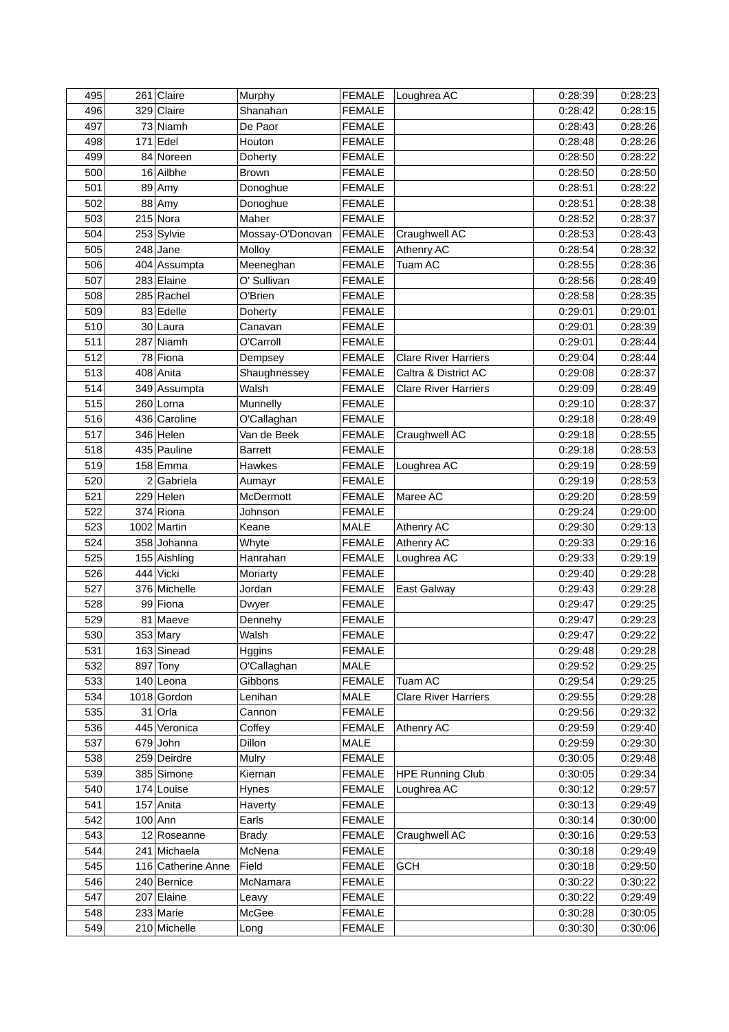| 495 | 261 | Claire | Murphy | FEMALE | Loughrea AC | 0:28:39 | 0:28:23 |
|---|---|---|---|---|---|---|---|
| 496 | 329 | Claire | Shanahan | FEMALE | | 0:28:42 | 0:28:15 |
| 497 | 73 | Niamh | De Paor | FEMALE | | 0:28:43 | 0:28:26 |
| 498 | 171 | Edel | Houton | FEMALE | | 0:28:48 | 0:28:26 |
| 499 | 84 | Noreen | Doherty | FEMALE | | 0:28:50 | 0:28:22 |
| 500 | 16 | Ailbhe | Brown | FEMALE | | 0:28:50 | 0:28:50 |
| 501 | 89 | Amy | Donoghue | FEMALE | | 0:28:51 | 0:28:22 |
| 502 | 88 | Amy | Donoghue | FEMALE | | 0:28:51 | 0:28:38 |
| 503 | 215 | Nora | Maher | FEMALE | | 0:28:52 | 0:28:37 |
| 504 | 253 | Sylvie | Mossay-O'Donovan | FEMALE | Craughwell AC | 0:28:53 | 0:28:43 |
| 505 | 248 | Jane | Molloy | FEMALE | Athenry AC | 0:28:54 | 0:28:32 |
| 506 | 404 | Assumpta | Meeneghan | FEMALE | Tuam AC | 0:28:55 | 0:28:36 |
| 507 | 283 | Elaine | O' Sullivan | FEMALE | | 0:28:56 | 0:28:49 |
| 508 | 285 | Rachel | O'Brien | FEMALE | | 0:28:58 | 0:28:35 |
| 509 | 83 | Edelle | Doherty | FEMALE | | 0:29:01 | 0:29:01 |
| 510 | 30 | Laura | Canavan | FEMALE | | 0:29:01 | 0:28:39 |
| 511 | 287 | Niamh | O'Carroll | FEMALE | | 0:29:01 | 0:28:44 |
| 512 | 78 | Fiona | Dempsey | FEMALE | Clare River Harriers | 0:29:04 | 0:28:44 |
| 513 | 408 | Anita | Shaughnessey | FEMALE | Caltra & District AC | 0:29:08 | 0:28:37 |
| 514 | 349 | Assumpta | Walsh | FEMALE | Clare River Harriers | 0:29:09 | 0:28:49 |
| 515 | 260 | Lorna | Munnelly | FEMALE | | 0:29:10 | 0:28:37 |
| 516 | 436 | Caroline | O'Callaghan | FEMALE | | 0:29:18 | 0:28:49 |
| 517 | 346 | Helen | Van de Beek | FEMALE | Craughwell AC | 0:29:18 | 0:28:55 |
| 518 | 435 | Pauline | Barrett | FEMALE | | 0:29:18 | 0:28:53 |
| 519 | 158 | Emma | Hawkes | FEMALE | Loughrea AC | 0:29:19 | 0:28:59 |
| 520 | 2 | Gabriela | Aumayr | FEMALE | | 0:29:19 | 0:28:53 |
| 521 | 229 | Helen | McDermott | FEMALE | Maree AC | 0:29:20 | 0:28:59 |
| 522 | 374 | Riona | Johnson | FEMALE | | 0:29:24 | 0:29:00 |
| 523 | 1002 | Martin | Keane | MALE | Athenry AC | 0:29:30 | 0:29:13 |
| 524 | 358 | Johanna | Whyte | FEMALE | Athenry AC | 0:29:33 | 0:29:16 |
| 525 | 155 | Aishling | Hanrahan | FEMALE | Loughrea AC | 0:29:33 | 0:29:19 |
| 526 | 444 | Vicki | Moriarty | FEMALE | | 0:29:40 | 0:29:28 |
| 527 | 376 | Michelle | Jordan | FEMALE | East Galway | 0:29:43 | 0:29:28 |
| 528 | 99 | Fiona | Dwyer | FEMALE | | 0:29:47 | 0:29:25 |
| 529 | 81 | Maeve | Dennehy | FEMALE | | 0:29:47 | 0:29:23 |
| 530 | 353 | Mary | Walsh | FEMALE | | 0:29:47 | 0:29:22 |
| 531 | 163 | Sinead | Hggins | FEMALE | | 0:29:48 | 0:29:28 |
| 532 | 897 | Tony | O'Callaghan | MALE | | 0:29:52 | 0:29:25 |
| 533 | 140 | Leona | Gibbons | FEMALE | Tuam AC | 0:29:54 | 0:29:25 |
| 534 | 1018 | Gordon | Lenihan | MALE | Clare River Harriers | 0:29:55 | 0:29:28 |
| 535 | 31 | Orla | Cannon | FEMALE | | 0:29:56 | 0:29:32 |
| 536 | 445 | Veronica | Coffey | FEMALE | Athenry AC | 0:29:59 | 0:29:40 |
| 537 | 679 | John | Dillon | MALE | | 0:29:59 | 0:29:30 |
| 538 | 259 | Deirdre | Mulry | FEMALE | | 0:30:05 | 0:29:48 |
| 539 | 385 | Simone | Kiernan | FEMALE | HPE Running Club | 0:30:05 | 0:29:34 |
| 540 | 174 | Louise | Hynes | FEMALE | Loughrea AC | 0:30:12 | 0:29:57 |
| 541 | 157 | Anita | Haverty | FEMALE | | 0:30:13 | 0:29:49 |
| 542 | 100 | Ann | Earls | FEMALE | | 0:30:14 | 0:30:00 |
| 543 | 12 | Roseanne | Brady | FEMALE | Craughwell AC | 0:30:16 | 0:29:53 |
| 544 | 241 | Michaela | McNena | FEMALE | | 0:30:18 | 0:29:49 |
| 545 | 116 | Catherine Anne | Field | FEMALE | GCH | 0:30:18 | 0:29:50 |
| 546 | 240 | Bernice | McNamara | FEMALE | | 0:30:22 | 0:30:22 |
| 547 | 207 | Elaine | Leavy | FEMALE | | 0:30:22 | 0:29:49 |
| 548 | 233 | Marie | McGee | FEMALE | | 0:30:28 | 0:30:05 |
| 549 | 210 | Michelle | Long | FEMALE | | 0:30:30 | 0:30:06 |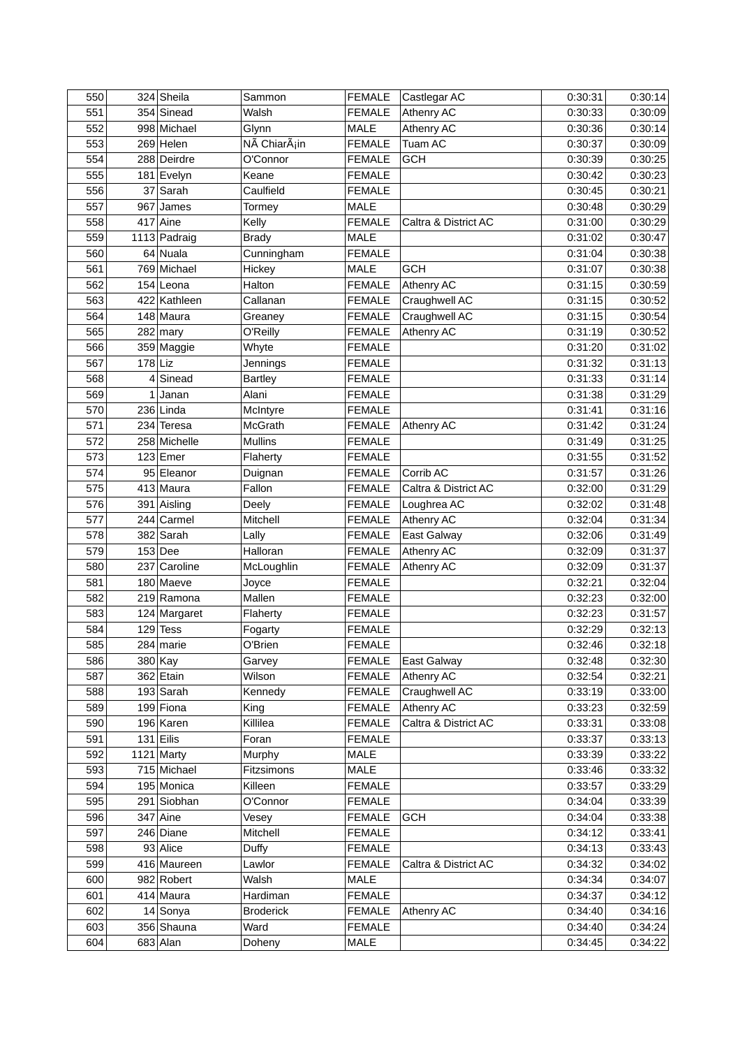| 550 | 324 | Sheila | Sammon | FEMALE | Castlegar AC | 0:30:31 | 0:30:14 |
|---|---|---|---|---|---|---|---|
| 551 | 354 | Sinead | Walsh | FEMALE | Athenry AC | 0:30:33 | 0:30:09 |
| 552 | 998 | Michael | Glynn | MALE | Athenry AC | 0:30:36 | 0:30:14 |
| 553 | 269 | Helen | NÃ ChiarÃ¡in | FEMALE | Tuam AC | 0:30:37 | 0:30:09 |
| 554 | 288 | Deirdre | O'Connor | FEMALE | GCH | 0:30:39 | 0:30:25 |
| 555 | 181 | Evelyn | Keane | FEMALE | | 0:30:42 | 0:30:23 |
| 556 | 37 | Sarah | Caulfield | FEMALE | | 0:30:45 | 0:30:21 |
| 557 | 967 | James | Tormey | MALE | | 0:30:48 | 0:30:29 |
| 558 | 417 | Aine | Kelly | FEMALE | Caltra & District AC | 0:31:00 | 0:30:29 |
| 559 | 1113 | Padraig | Brady | MALE | | 0:31:02 | 0:30:47 |
| 560 | 64 | Nuala | Cunningham | FEMALE | | 0:31:04 | 0:30:38 |
| 561 | 769 | Michael | Hickey | MALE | GCH | 0:31:07 | 0:30:38 |
| 562 | 154 | Leona | Halton | FEMALE | Athenry AC | 0:31:15 | 0:30:59 |
| 563 | 422 | Kathleen | Callanan | FEMALE | Craughwell AC | 0:31:15 | 0:30:52 |
| 564 | 148 | Maura | Greaney | FEMALE | Craughwell AC | 0:31:15 | 0:30:54 |
| 565 | 282 | mary | O'Reilly | FEMALE | Athenry AC | 0:31:19 | 0:30:52 |
| 566 | 359 | Maggie | Whyte | FEMALE | | 0:31:20 | 0:31:02 |
| 567 | 178 | Liz | Jennings | FEMALE | | 0:31:32 | 0:31:13 |
| 568 | 4 | Sinead | Bartley | FEMALE | | 0:31:33 | 0:31:14 |
| 569 | 1 | Janan | Alani | FEMALE | | 0:31:38 | 0:31:29 |
| 570 | 236 | Linda | McIntyre | FEMALE | | 0:31:41 | 0:31:16 |
| 571 | 234 | Teresa | McGrath | FEMALE | Athenry AC | 0:31:42 | 0:31:24 |
| 572 | 258 | Michelle | Mullins | FEMALE | | 0:31:49 | 0:31:25 |
| 573 | 123 | Emer | Flaherty | FEMALE | | 0:31:55 | 0:31:52 |
| 574 | 95 | Eleanor | Duignan | FEMALE | Corrib AC | 0:31:57 | 0:31:26 |
| 575 | 413 | Maura | Fallon | FEMALE | Caltra & District AC | 0:32:00 | 0:31:29 |
| 576 | 391 | Aisling | Deely | FEMALE | Loughrea AC | 0:32:02 | 0:31:48 |
| 577 | 244 | Carmel | Mitchell | FEMALE | Athenry AC | 0:32:04 | 0:31:34 |
| 578 | 382 | Sarah | Lally | FEMALE | East Galway | 0:32:06 | 0:31:49 |
| 579 | 153 | Dee | Halloran | FEMALE | Athenry AC | 0:32:09 | 0:31:37 |
| 580 | 237 | Caroline | McLoughlin | FEMALE | Athenry AC | 0:32:09 | 0:31:37 |
| 581 | 180 | Maeve | Joyce | FEMALE | | 0:32:21 | 0:32:04 |
| 582 | 219 | Ramona | Mallen | FEMALE | | 0:32:23 | 0:32:00 |
| 583 | 124 | Margaret | Flaherty | FEMALE | | 0:32:23 | 0:31:57 |
| 584 | 129 | Tess | Fogarty | FEMALE | | 0:32:29 | 0:32:13 |
| 585 | 284 | marie | O'Brien | FEMALE | | 0:32:46 | 0:32:18 |
| 586 | 380 | Kay | Garvey | FEMALE | East Galway | 0:32:48 | 0:32:30 |
| 587 | 362 | Etain | Wilson | FEMALE | Athenry AC | 0:32:54 | 0:32:21 |
| 588 | 193 | Sarah | Kennedy | FEMALE | Craughwell AC | 0:33:19 | 0:33:00 |
| 589 | 199 | Fiona | King | FEMALE | Athenry AC | 0:33:23 | 0:32:59 |
| 590 | 196 | Karen | Killilea | FEMALE | Caltra & District AC | 0:33:31 | 0:33:08 |
| 591 | 131 | Eilis | Foran | FEMALE | | 0:33:37 | 0:33:13 |
| 592 | 1121 | Marty | Murphy | MALE | | 0:33:39 | 0:33:22 |
| 593 | 715 | Michael | Fitzsimons | MALE | | 0:33:46 | 0:33:32 |
| 594 | 195 | Monica | Killeen | FEMALE | | 0:33:57 | 0:33:29 |
| 595 | 291 | Siobhan | O'Connor | FEMALE | | 0:34:04 | 0:33:39 |
| 596 | 347 | Aine | Vesey | FEMALE | GCH | 0:34:04 | 0:33:38 |
| 597 | 246 | Diane | Mitchell | FEMALE | | 0:34:12 | 0:33:41 |
| 598 | 93 | Alice | Duffy | FEMALE | | 0:34:13 | 0:33:43 |
| 599 | 416 | Maureen | Lawlor | FEMALE | Caltra & District AC | 0:34:32 | 0:34:02 |
| 600 | 982 | Robert | Walsh | MALE | | 0:34:34 | 0:34:07 |
| 601 | 414 | Maura | Hardiman | FEMALE | | 0:34:37 | 0:34:12 |
| 602 | 14 | Sonya | Broderick | FEMALE | Athenry AC | 0:34:40 | 0:34:16 |
| 603 | 356 | Shauna | Ward | FEMALE | | 0:34:40 | 0:34:24 |
| 604 | 683 | Alan | Doheny | MALE | | 0:34:45 | 0:34:22 |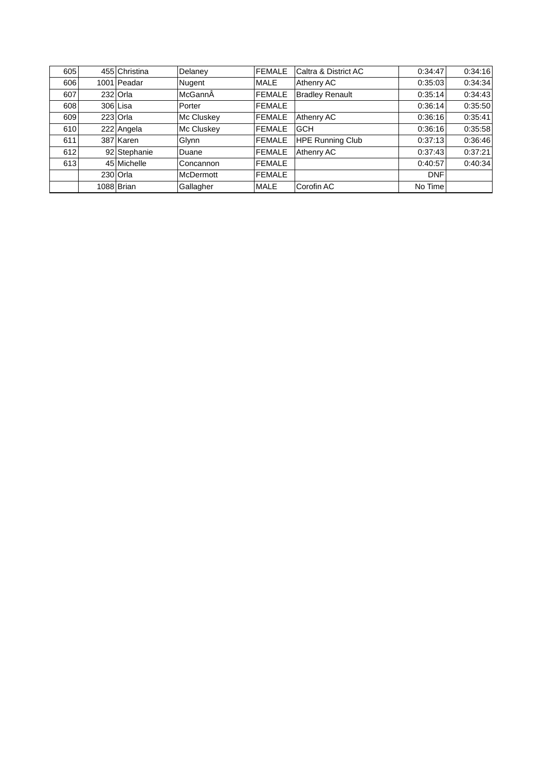| | | | | | | | |
|---|---|---|---|---|---|---|---|
| 605 | 455 | Christina | Delaney | FEMALE | Caltra & District AC | 0:34:47 | 0:34:16 |
| 606 | 1001 | Peadar | Nugent | MALE | Athenry AC | 0:35:03 | 0:34:34 |
| 607 | 232 | Orla | McGannÂ | FEMALE | Bradley Renault | 0:35:14 | 0:34:43 |
| 608 | 306 | Lisa | Porter | FEMALE | | 0:36:14 | 0:35:50 |
| 609 | 223 | Orla | Mc Cluskey | FEMALE | Athenry AC | 0:36:16 | 0:35:41 |
| 610 | 222 | Angela | Mc Cluskey | FEMALE | GCH | 0:36:16 | 0:35:58 |
| 611 | 387 | Karen | Glynn | FEMALE | HPE Running Club | 0:37:13 | 0:36:46 |
| 612 | 92 | Stephanie | Duane | FEMALE | Athenry AC | 0:37:43 | 0:37:21 |
| 613 | 45 | Michelle | Concannon | FEMALE | | 0:40:57 | 0:40:34 |
| | 230 | Orla | McDermott | FEMALE | | DNF | |
| | 1088 | Brian | Gallagher | MALE | Corofin AC | No Time | |